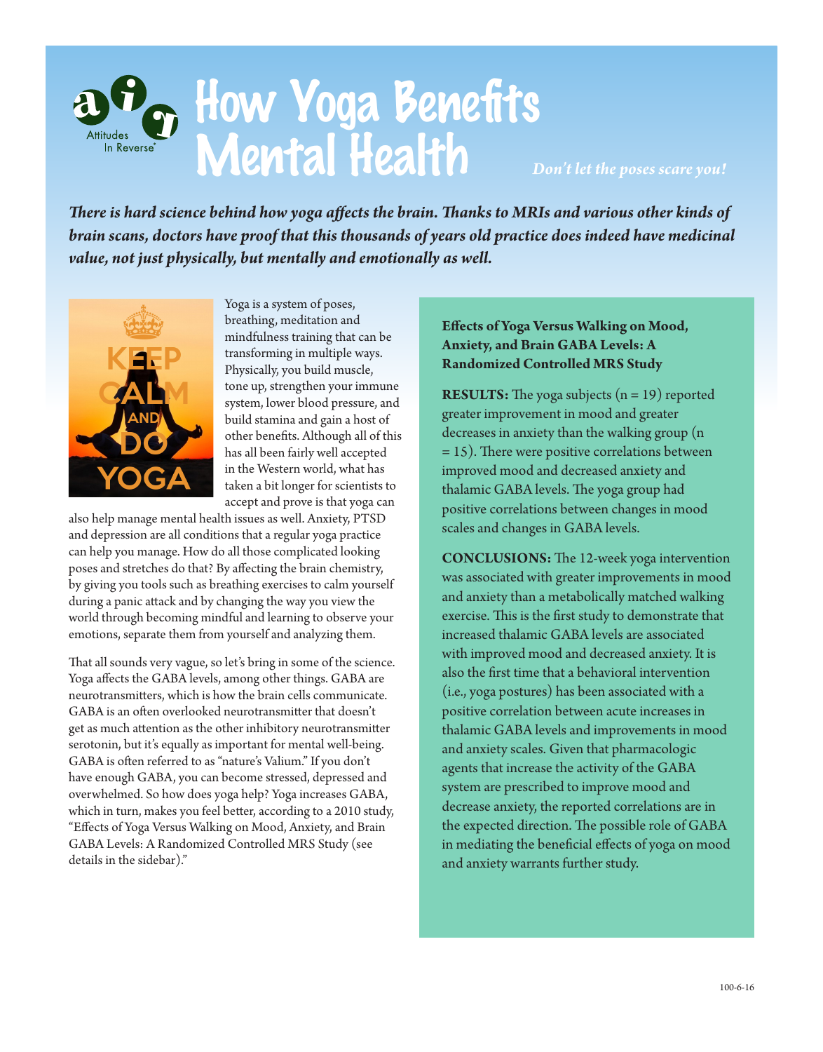# How Yoga Benefits Mental Health

*Don't let the poses scare you!*

***There is hard science behind how yoga affects the brain. Thanks to MRIs and various other kinds of brain scans, doctors have proof that this thousands of years old practice does indeed have medicinal value, not just physically, but mentally and emotionally as well.***

Yoga is a system of poses, breathing, meditation and mindfulness training that can be transforming in multiple ways. Physically, you build muscle, tone up, strengthen your immune system, lower blood pressure, and build stamina and gain a host of other benefits. Although all of this has all been fairly well accepted in the Western world, what has taken a bit longer for scientists to accept and prove is that yoga can also help manage mental health issues as well. Anxiety, PTSD and depression are all conditions that a regular yoga practice can help you manage. How do all those complicated looking poses and stretches do that? By affecting the brain chemistry, by giving you tools such as breathing exercises to calm yourself during a panic attack and by changing the way you view the world through becoming mindful and learning to observe your emotions, separate them from yourself and analyzing them.

That all sounds very vague, so let's bring in some of the science. Yoga affects the GABA levels, among other things. GABA are neurotransmitters, which is how the brain cells communicate. GABA is an often overlooked neurotransmitter that doesn't get as much attention as the other inhibitory neurotransmitter serotonin, but it's equally as important for mental well-being. GABA is often referred to as "nature's Valium." If you don't have enough GABA, you can become stressed, depressed and overwhelmed. So how does yoga help? Yoga increases GABA, which in turn, makes you feel better, according to a 2010 study, "Effects of Yoga Versus Walking on Mood, Anxiety, and Brain GABA Levels: A Randomized Controlled MRS Study (see details in the sidebar)."

**Effects of Yoga Versus Walking on Mood, Anxiety, and Brain GABA Levels: A Randomized Controlled MRS Study**

**RESULTS:** The yoga subjects (n = 19) reported greater improvement in mood and greater decreases in anxiety than the walking group (n = 15). There were positive correlations between improved mood and decreased anxiety and thalamic GABA levels. The yoga group had positive correlations between changes in mood scales and changes in GABA levels.

**CONCLUSIONS:** The 12-week yoga intervention was associated with greater improvements in mood and anxiety than a metabolically matched walking exercise. This is the first study to demonstrate that increased thalamic GABA levels are associated with improved mood and decreased anxiety. It is also the first time that a behavioral intervention (i.e., yoga postures) has been associated with a positive correlation between acute increases in thalamic GABA levels and improvements in mood and anxiety scales. Given that pharmacologic agents that increase the activity of the GABA system are prescribed to improve mood and decrease anxiety, the reported correlations are in the expected direction. The possible role of GABA in mediating the beneficial effects of yoga on mood and anxiety warrants further study.

100-6-16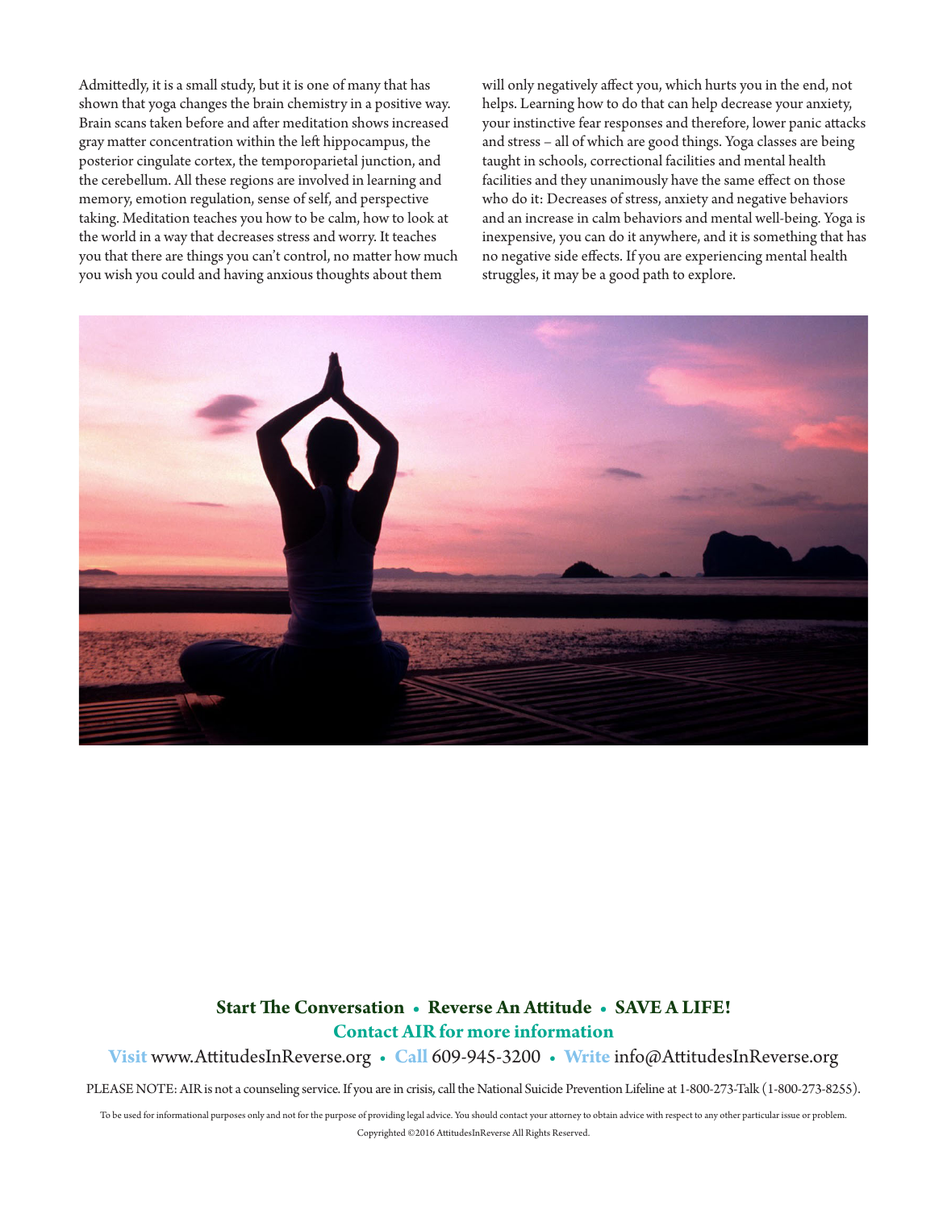Admittedly, it is a small study, but it is one of many that has shown that yoga changes the brain chemistry in a positive way. Brain scans taken before and after meditation shows increased gray matter concentration within the left hippocampus, the posterior cingulate cortex, the temporoparietal junction, and the cerebellum. All these regions are involved in learning and memory, emotion regulation, sense of self, and perspective taking. Meditation teaches you how to be calm, how to look at the world in a way that decreases stress and worry. It teaches you that there are things you can't control, no matter how much you wish you could and having anxious thoughts about them will only negatively affect you, which hurts you in the end, not helps. Learning how to do that can help decrease your anxiety, your instinctive fear responses and therefore, lower panic attacks and stress – all of which are good things. Yoga classes are being taught in schools, correctional facilities and mental health facilities and they unanimously have the same effect on those who do it: Decreases of stress, anxiety and negative behaviors and an increase in calm behaviors and mental well-being. Yoga is inexpensive, you can do it anywhere, and it is something that has no negative side effects. If you are experiencing mental health struggles, it may be a good path to explore.

**Start The Conversation • Reverse An Attitude • SAVE A LIFE!**

**Contact AIR for more information**

**Visit** www.AttitudesInReverse.org • **Call** 609-945-3200 • **Write** info@AttitudesInReverse.org

PLEASE NOTE: AIR is not a counseling service. If you are in crisis, call the National Suicide Prevention Lifeline at 1-800-273-Talk (1-800-273-8255).

To be used for informational purposes only and not for the purpose of providing legal advice. You should contact your attorney to obtain advice with respect to any other particular issue or problem.

Copyrighted ©2016 AttitudesInReverse All Rights Reserved.